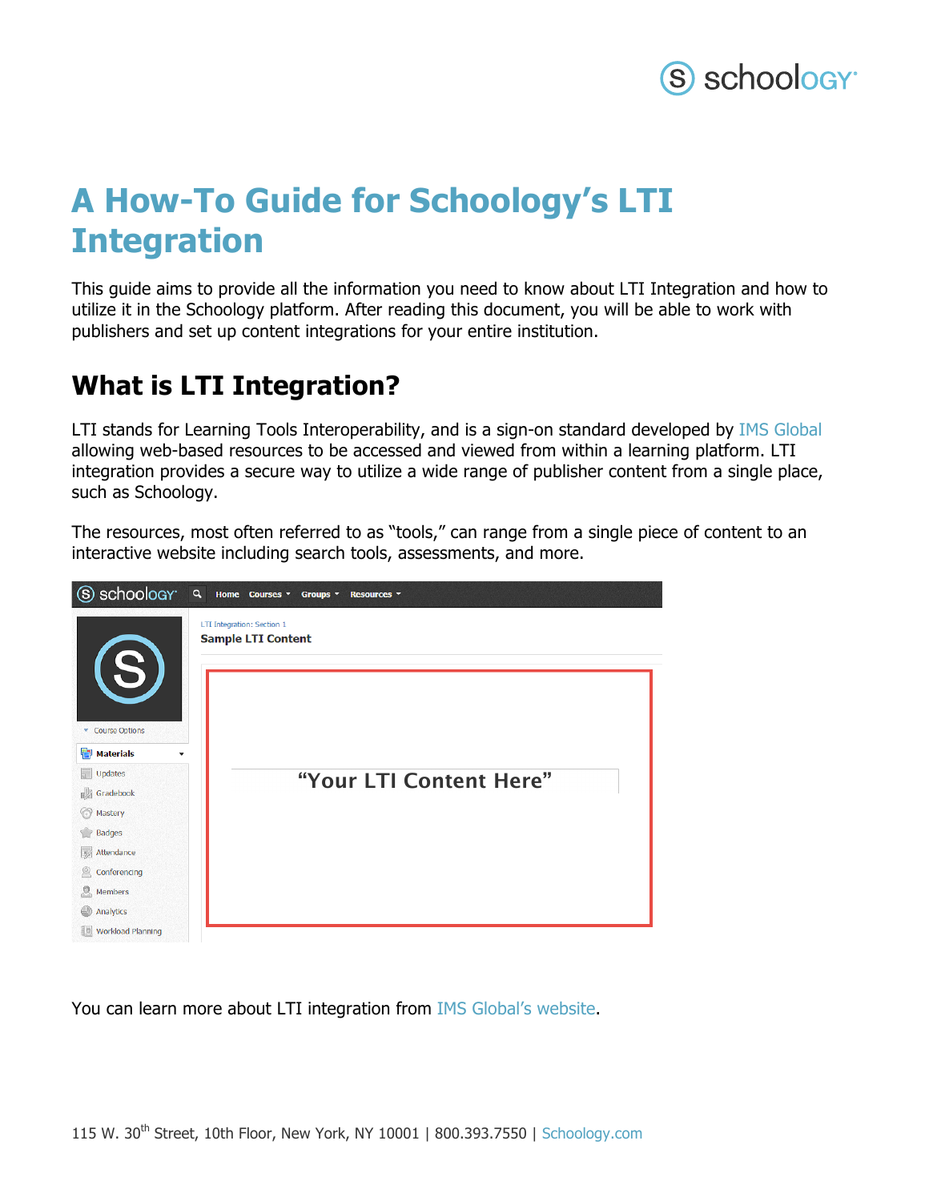# A How-To Guide for Schoology's LTI Integration

This guide aims to provide all the information you need to know about LTI Integration and how to utilize it in the Schoology platform. After reading this document, you will be able to work with publishers and set up content integrations for your entire institution.

## What is LTI Integration?

LTI stands for Learning Tools Interoperability, and is a sign-on standard developed by IMS Global allowing web-based resources to be accessed and viewed from within a learning platform. LTI integration provides a secure way to utilize a wide range of publisher content from a single place, such as Schoology.

The resources, most often referred to as "tools," can range from a single piece of content to an interactive website including search tools, assessments, and more.

You can learn more about LTI integration from IMS Global's website.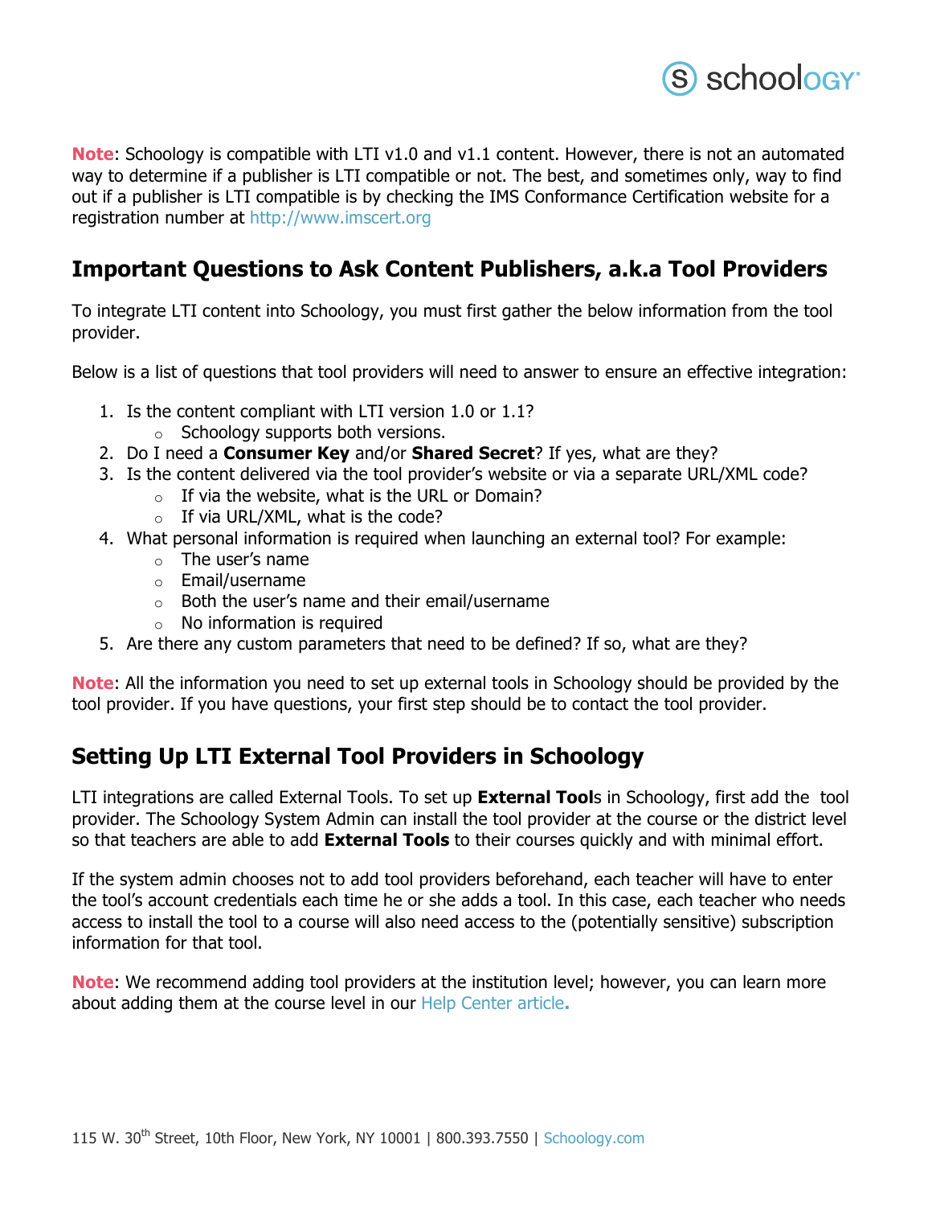**Note**: Schoology is compatible with LTI v1.0 and v1.1 content. However, there is not an automated way to determine if a publisher is LTI compatible or not. The best, and sometimes only, way to find out if a publisher is LTI compatible is by checking the IMS Conformance Certification website for a registration number at http://www.imscert.org

## Important Questions to Ask Content Publishers, a.k.a Tool Providers

To integrate LTI content into Schoology, you must first gather the below information from the tool provider.

Below is a list of questions that tool providers will need to answer to ensure an effective integration:

1. Is the content compliant with LTI version 1.0 or 1.1?
    - Schoology supports both versions.
2. Do I need a **Consumer Key** and/or **Shared Secret**? If yes, what are they?
3. Is the content delivered via the tool provider's website or via a separate URL/XML code?
    - If via the website, what is the URL or Domain?
    - If via URL/XML, what is the code?
4. What personal information is required when launching an external tool? For example:
    - The user's name
    - Email/username
    - Both the user's name and their email/username
    - No information is required
5. Are there any custom parameters that need to be defined? If so, what are they?

**Note**: All the information you need to set up external tools in Schoology should be provided by the tool provider. If you have questions, your first step should be to contact the tool provider.

## Setting Up LTI External Tool Providers in Schoology

LTI integrations are called External Tools. To set up **External Tool**s in Schoology, first add the tool provider. The Schoology System Admin can install the tool provider at the course or the district level so that teachers are able to add **External Tools** to their courses quickly and with minimal effort.

If the system admin chooses not to add tool providers beforehand, each teacher will have to enter the tool's account credentials each time he or she adds a tool. In this case, each teacher who needs access to install the tool to a course will also need access to the (potentially sensitive) subscription information for that tool.

**Note**: We recommend adding tool providers at the institution level; however, you can learn more about adding them at the course level in our Help Center article.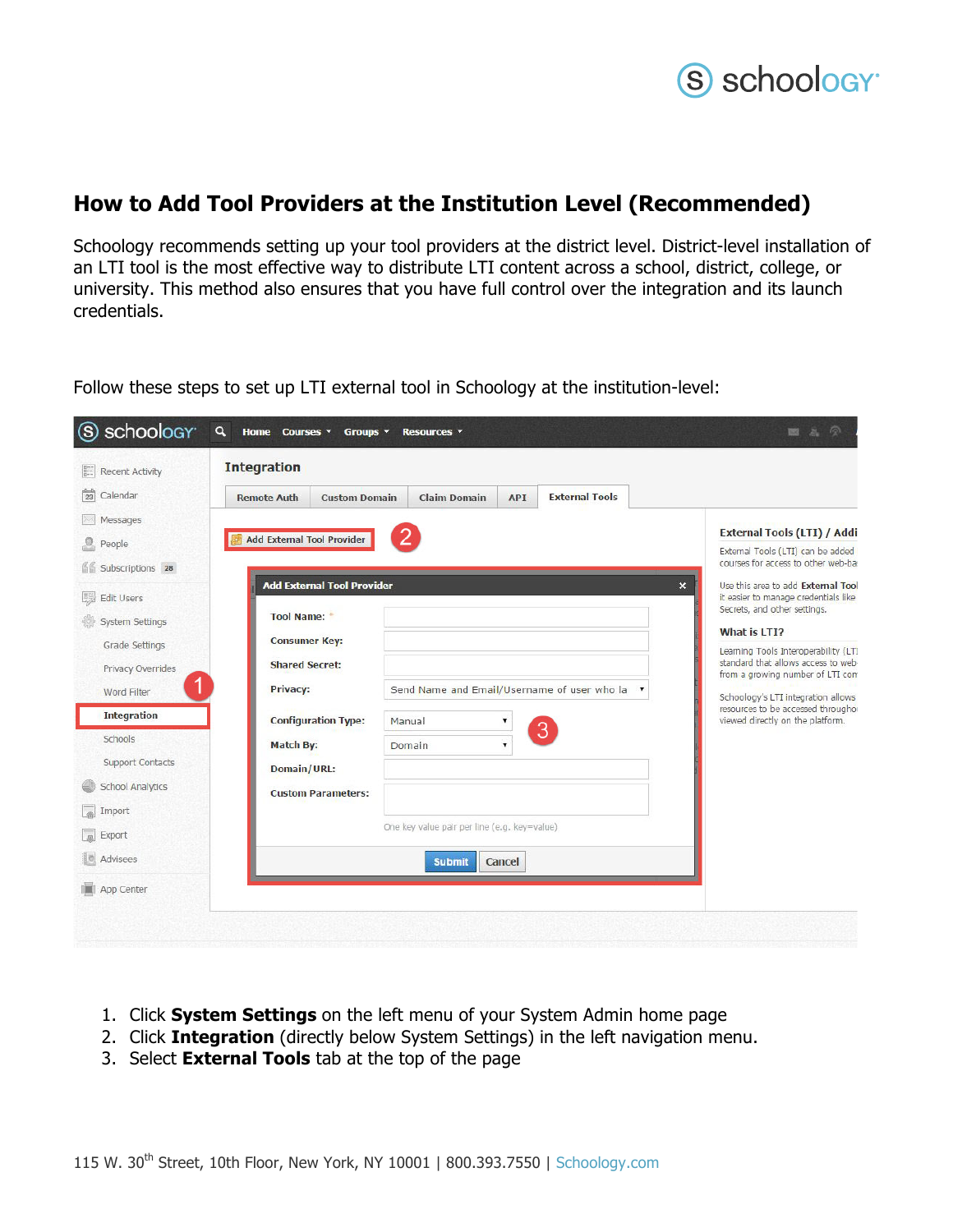## How to Add Tool Providers at the Institution Level (Recommended)

Schoology recommends setting up your tool providers at the district level. District-level installation of an LTI tool is the most effective way to distribute LTI content across a school, district, college, or university. This method also ensures that you have full control over the integration and its launch credentials.

Follow these steps to set up LTI external tool in Schoology at the institution-level:

1. Click **System Settings** on the left menu of your System Admin home page
2. Click **Integration** (directly below System Settings) in the left navigation menu.
3. Select **External Tools** tab at the top of the page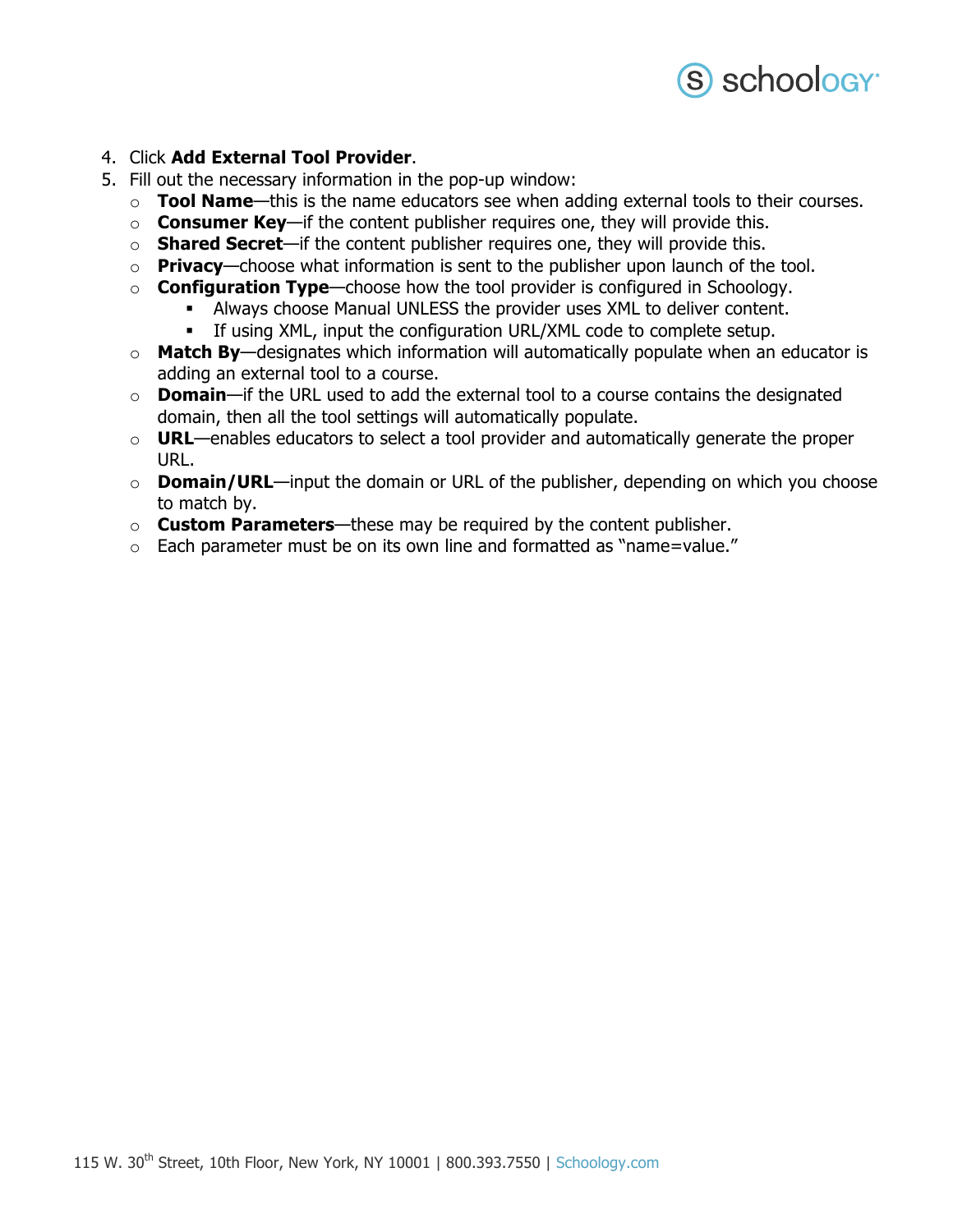4. Click **Add External Tool Provider**.
5. Fill out the necessary information in the pop-up window:
   - **Tool Name**—this is the name educators see when adding external tools to their courses.
   - **Consumer Key**—if the content publisher requires one, they will provide this.
   - **Shared Secret**—if the content publisher requires one, they will provide this.
   - **Privacy**—choose what information is sent to the publisher upon launch of the tool.
   - **Configuration Type**—choose how the tool provider is configured in Schoology.
     - Always choose Manual UNLESS the provider uses XML to deliver content.
     - If using XML, input the configuration URL/XML code to complete setup.
   - **Match By**—designates which information will automatically populate when an educator is adding an external tool to a course.
   - **Domain**—if the URL used to add the external tool to a course contains the designated domain, then all the tool settings will automatically populate.
   - **URL**—enables educators to select a tool provider and automatically generate the proper URL.
   - **Domain/URL**—input the domain or URL of the publisher, depending on which you choose to match by.
   - **Custom Parameters**—these may be required by the content publisher.
   - Each parameter must be on its own line and formatted as "name=value."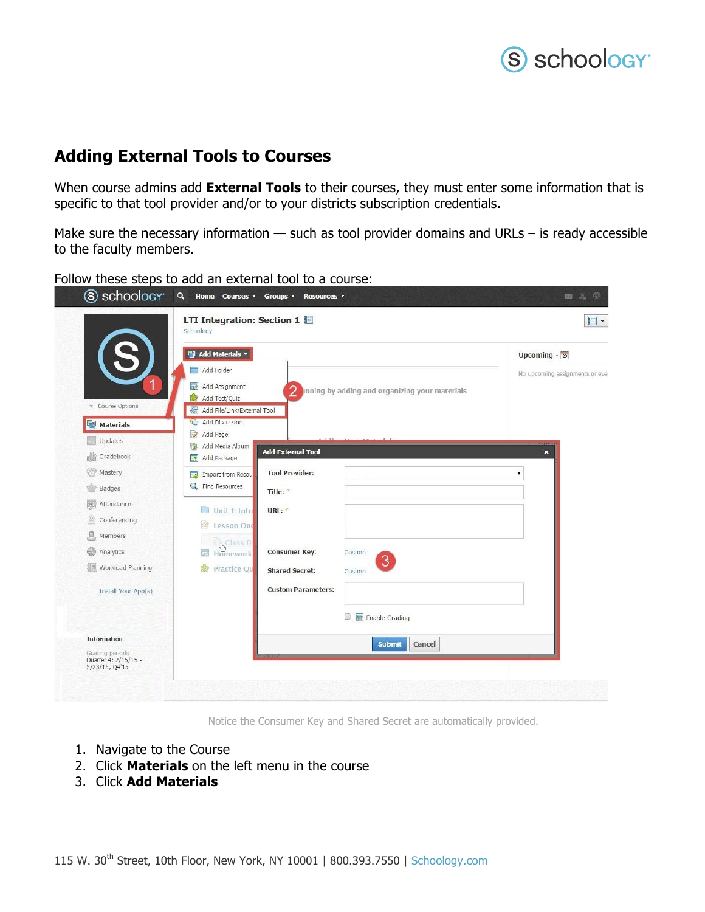## Adding External Tools to Courses

When course admins add **External Tools** to their courses, they must enter some information that is specific to that tool provider and/or to your districts subscription credentials.

Make sure the necessary information — such as tool provider domains and URLs – is ready accessible to the faculty members.

Follow these steps to add an external tool to a course:

Notice the Consumer Key and Shared Secret are automatically provided.

1. Navigate to the Course
2. Click **Materials** on the left menu in the course
3. Click **Add Materials**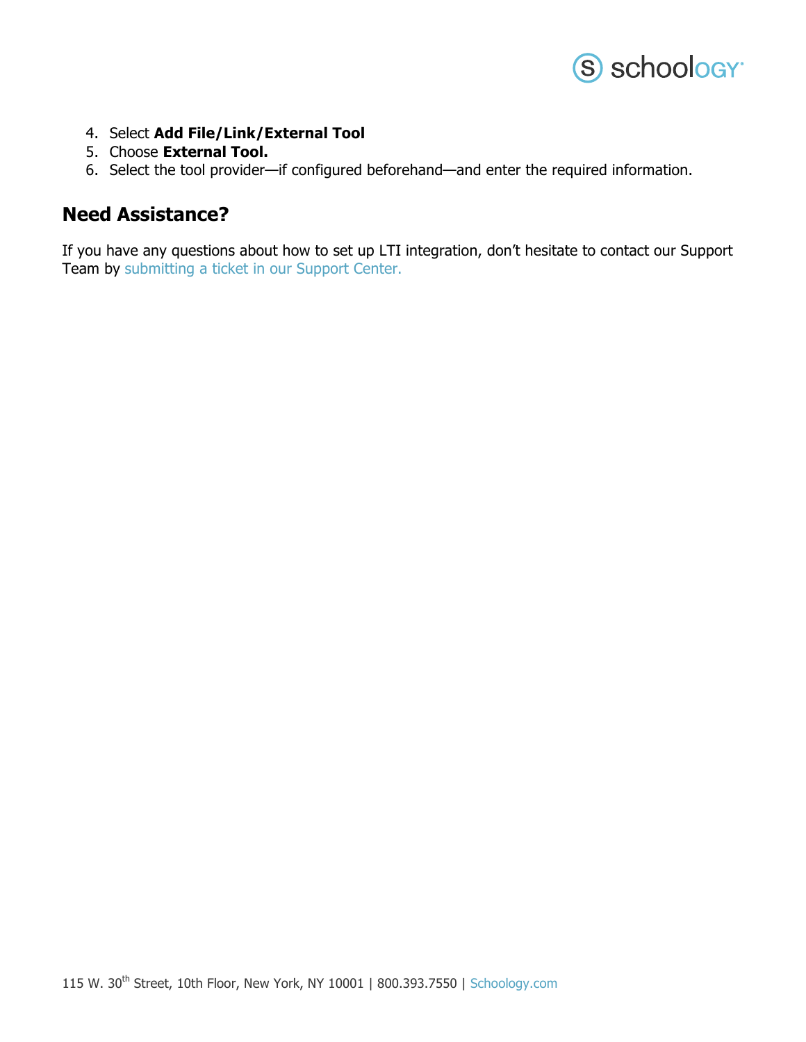4. Select **Add File/Link/External Tool**
5. Choose **External Tool.**
6. Select the tool provider—if configured beforehand—and enter the required information.

## Need Assistance?

If you have any questions about how to set up LTI integration, don't hesitate to contact our Support Team by submitting a ticket in our Support Center.